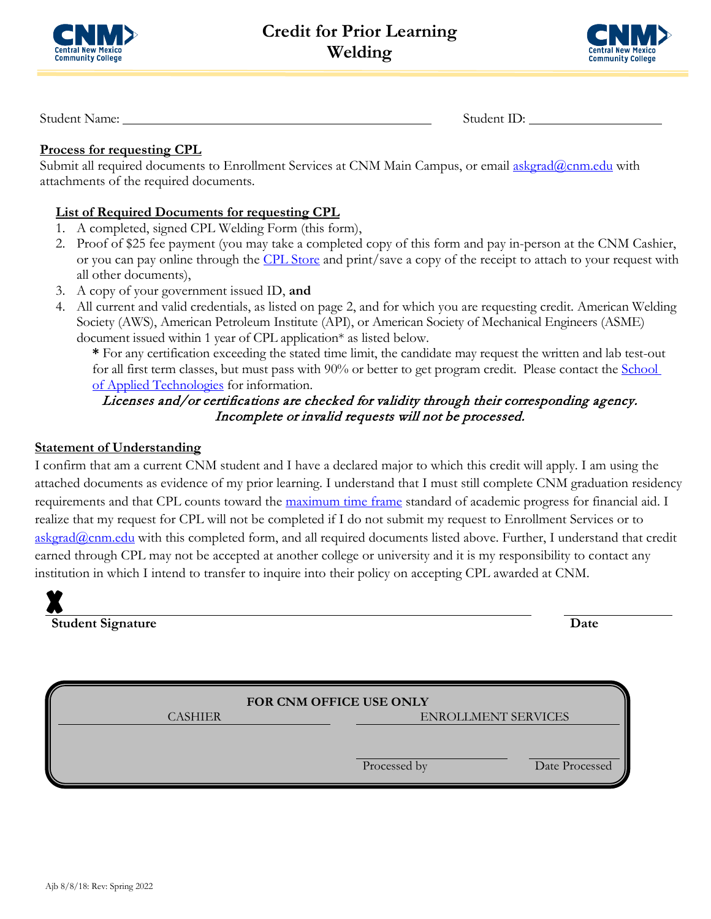# Credit for Prior Learning
## Welding

Student Name: ______________________________ Student ID: ________________

**Process for requesting CPL**

Submit all required documents to Enrollment Services at CNM Main Campus, or email askgrad@cnm.edu with attachments of the required documents.

**List of Required Documents for requesting CPL**

1. A completed, signed CPL Welding Form (this form),
2. Proof of $25 fee payment (you may take a completed copy of this form and pay in-person at the CNM Cashier, or you can pay online through the CPL Store and print/save a copy of the receipt to attach to your request with all other documents),
3. A copy of your government issued ID, **and**
4. All current and valid credentials, as listed on page 2, and for which you are requesting credit. American Welding Society (AWS), American Petroleum Institute (API), or American Society of Mechanical Engineers (ASME) document issued within 1 year of CPL application* as listed below.

   **\*** For any certification exceeding the stated time limit, the candidate may request the written and lab test-out for all first term classes, but must pass with 90% or better to get program credit. Please contact the School of Applied Technologies for information.

*Licenses and/or certifications are checked for validity through their corresponding agency. Incomplete or invalid requests will not be processed.*

**Statement of Understanding**

I confirm that am a current CNM student and I have a declared major to which this credit will apply. I am using the attached documents as evidence of my prior learning. I understand that I must still complete CNM graduation residency requirements and that CPL counts toward the maximum time frame standard of academic progress for financial aid. I realize that my request for CPL will not be completed if I do not submit my request to Enrollment Services or to askgrad@cnm.edu with this completed form, and all required documents listed above. Further, I understand that credit earned through CPL may not be accepted at another college or university and it is my responsibility to contact any institution in which I intend to transfer to inquire into their policy on accepting CPL awarded at CNM.

X ______________________________________________ ____________

**Student Signature** **Date**

**FOR CNM OFFICE USE ONLY**

| CASHIER | ENROLLMENT SERVICES | |
|---|---|---|
| | Processed by | Date Processed |

Ajb 8/8/18: Rev: Spring 2022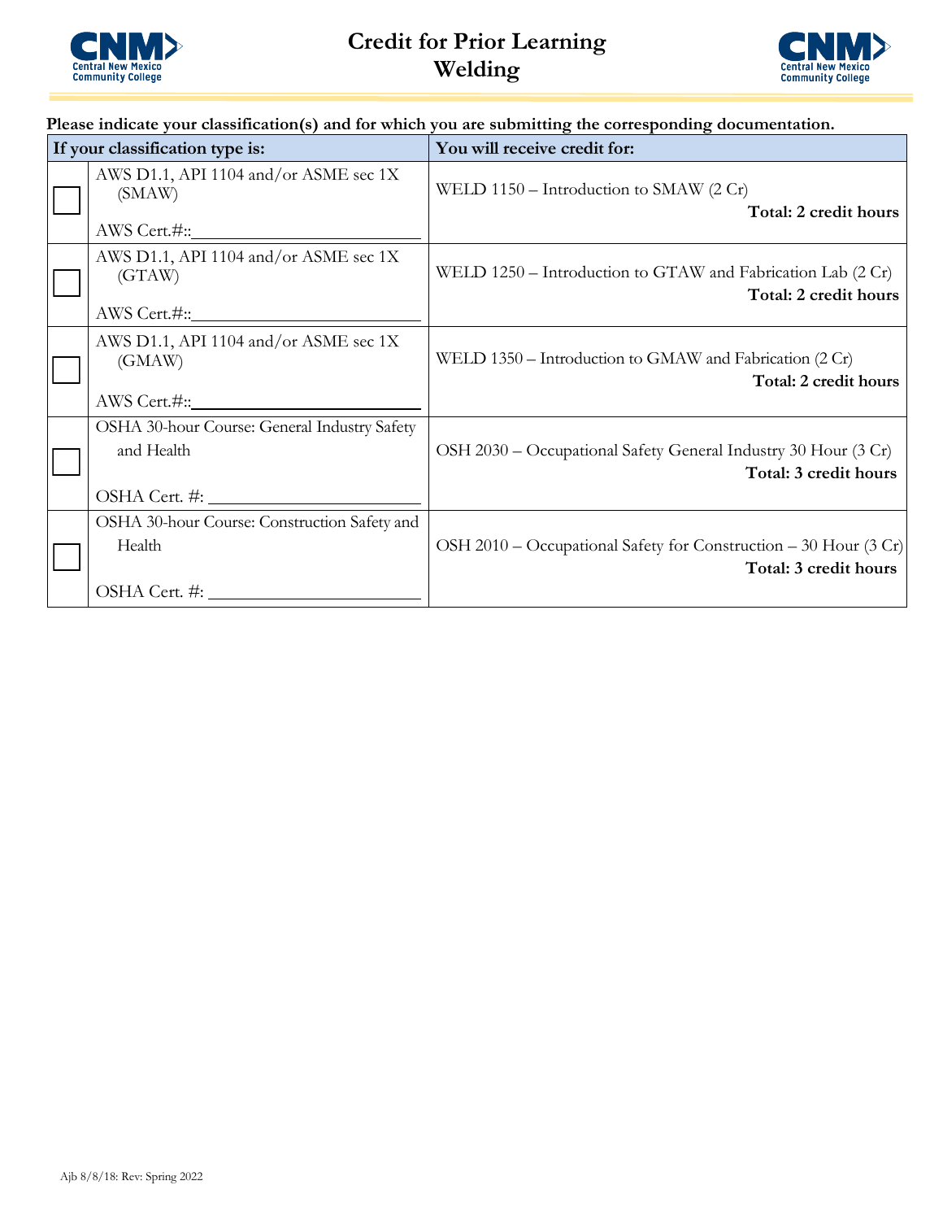# Credit for Prior Learning
# Welding

**Please indicate your classification(s) and for which you are submitting the corresponding documentation.**

| | If your classification type is: | You will receive credit for: |
|---|---|---|
| ☐ | AWS D1.1, API 1104 and/or ASME sec 1X (SMAW)<br><br>AWS Cert.#::\_\_\_\_\_\_\_\_\_\_\_\_\_\_\_\_\_\_\_\_ | WELD 1150 – Introduction to SMAW (2 Cr)<br>**Total: 2 credit hours** |
| ☐ | AWS D1.1, API 1104 and/or ASME sec 1X (GTAW)<br><br>AWS Cert.#::\_\_\_\_\_\_\_\_\_\_\_\_\_\_\_\_\_\_\_\_ | WELD 1250 – Introduction to GTAW and Fabrication Lab (2 Cr)<br>**Total: 2 credit hours** |
| ☐ | AWS D1.1, API 1104 and/or ASME sec 1X (GMAW)<br><br>AWS Cert.#::\_\_\_\_\_\_\_\_\_\_\_\_\_\_\_\_\_\_\_\_ | WELD 1350 – Introduction to GMAW and Fabrication (2 Cr)<br>**Total: 2 credit hours** |
| ☐ | OSHA 30-hour Course: General Industry Safety and Health<br><br>OSHA Cert. #: \_\_\_\_\_\_\_\_\_\_\_\_\_\_\_\_\_\_\_\_ | OSH 2030 – Occupational Safety General Industry 30 Hour (3 Cr)<br>**Total: 3 credit hours** |
| ☐ | OSHA 30-hour Course: Construction Safety and Health<br><br>OSHA Cert. #: \_\_\_\_\_\_\_\_\_\_\_\_\_\_\_\_\_\_\_\_ | OSH 2010 – Occupational Safety for Construction – 30 Hour (3 Cr)<br>**Total: 3 credit hours** |

Ajb 8/8/18: Rev: Spring 2022